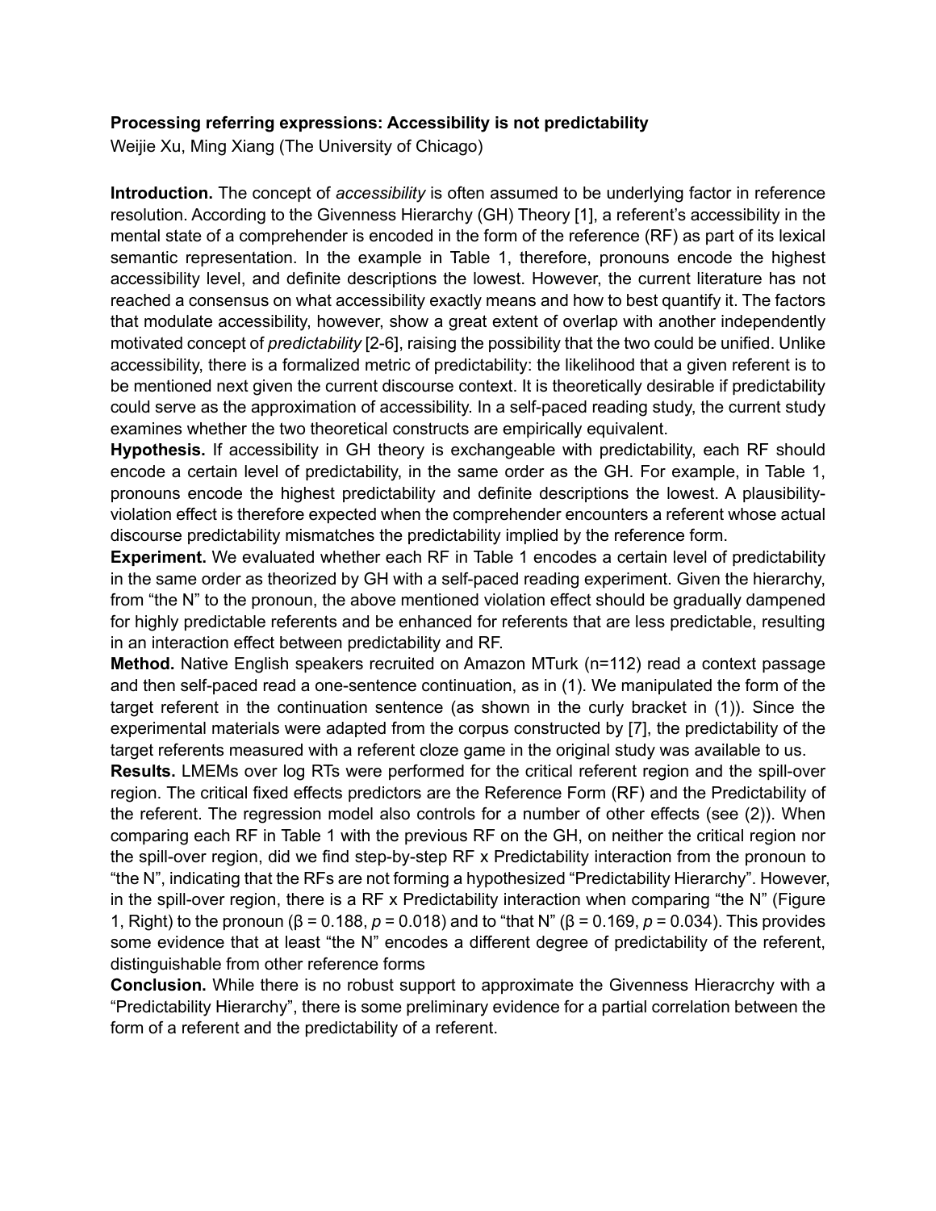**Processing referring expressions: Accessibility is not predictability**

Weijie Xu, Ming Xiang (The University of Chicago)

**Introduction.** The concept of *accessibility* is often assumed to be underlying factor in reference resolution. According to the Givenness Hierarchy (GH) Theory [1], a referent's accessibility in the mental state of a comprehender is encoded in the form of the reference (RF) as part of its lexical semantic representation. In the example in Table 1, therefore, pronouns encode the highest accessibility level, and definite descriptions the lowest. However, the current literature has not reached a consensus on what accessibility exactly means and how to best quantify it. The factors that modulate accessibility, however, show a great extent of overlap with another independently motivated concept of *predictability* [2-6], raising the possibility that the two could be unified. Unlike accessibility, there is a formalized metric of predictability: the likelihood that a given referent is to be mentioned next given the current discourse context. It is theoretically desirable if predictability could serve as the approximation of accessibility. In a self-paced reading study, the current study examines whether the two theoretical constructs are empirically equivalent.

**Hypothesis.** If accessibility in GH theory is exchangeable with predictability, each RF should encode a certain level of predictability, in the same order as the GH. For example, in Table 1, pronouns encode the highest predictability and definite descriptions the lowest. A plausibility-violation effect is therefore expected when the comprehender encounters a referent whose actual discourse predictability mismatches the predictability implied by the reference form.

**Experiment.** We evaluated whether each RF in Table 1 encodes a certain level of predictability in the same order as theorized by GH with a self-paced reading experiment. Given the hierarchy, from "the N" to the pronoun, the above mentioned violation effect should be gradually dampened for highly predictable referents and be enhanced for referents that are less predictable, resulting in an interaction effect between predictability and RF.

**Method.** Native English speakers recruited on Amazon MTurk (n=112) read a context passage and then self-paced read a one-sentence continuation, as in (1). We manipulated the form of the target referent in the continuation sentence (as shown in the curly bracket in (1)). Since the experimental materials were adapted from the corpus constructed by [7], the predictability of the target referents measured with a referent cloze game in the original study was available to us.

**Results.** LMEMs over log RTs were performed for the critical referent region and the spill-over region. The critical fixed effects predictors are the Reference Form (RF) and the Predictability of the referent. The regression model also controls for a number of other effects (see (2)). When comparing each RF in Table 1 with the previous RF on the GH, on neither the critical region nor the spill-over region, did we find step-by-step RF x Predictability interaction from the pronoun to "the N", indicating that the RFs are not forming a hypothesized "Predictability Hierarchy". However, in the spill-over region, there is a RF x Predictability interaction when comparing "the N" (Figure 1, Right) to the pronoun ($\beta = 0.188$, $p = 0.018$) and to "that N" ($\beta = 0.169$, $p = 0.034$). This provides some evidence that at least "the N" encodes a different degree of predictability of the referent, distinguishable from other reference forms

**Conclusion.** While there is no robust support to approximate the Givenness Hieracrchy with a "Predictability Hierarchy", there is some preliminary evidence for a partial correlation between the form of a referent and the predictability of a referent.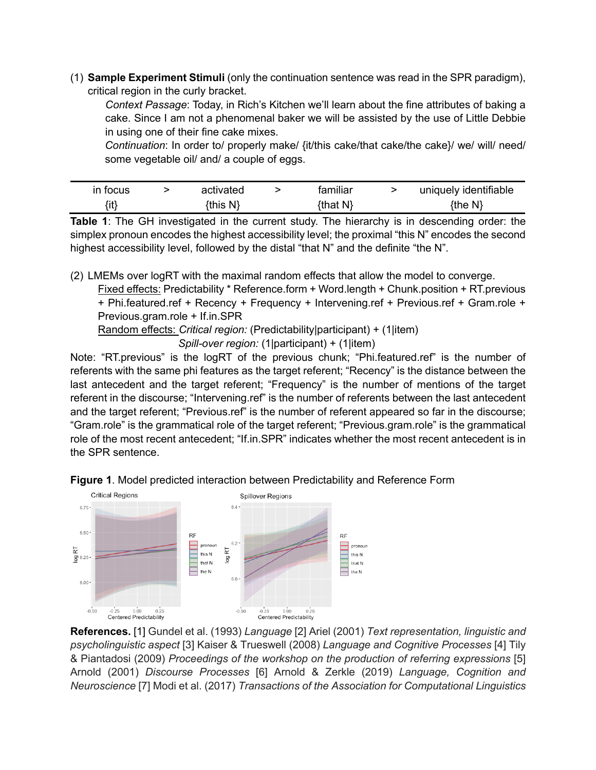(1) **Sample Experiment Stimuli** (only the continuation sentence was read in the SPR paradigm), critical region in the curly bracket.

*Context Passage*: Today, in Rich's Kitchen we'll learn about the fine attributes of baking a cake. Since I am not a phenomenal baker we will be assisted by the use of Little Debbie in using one of their fine cake mixes.

*Continuation*: In order to/ properly make/ {it/this cake/that cake/the cake}/ we/ will/ need/ some vegetable oil/ and/ a couple of eggs.

| in focus | > | activated | > | familiar | > | uniquely identifiable |
|---|---|---|---|---|---|---|
| {it} | | {this N} | | {that N} | | {the N} |

**Table 1**: The GH investigated in the current study. The hierarchy is in descending order: the simplex pronoun encodes the highest accessibility level; the proximal "this N" encodes the second highest accessibility level, followed by the distal "that N" and the definite "the N".

(2) LMEMs over logRT with the maximal random effects that allow the model to converge.

Fixed effects: Predictability * Reference.form + Word.length + Chunk.position + RT.previous + Phi.featured.ref + Recency + Frequency + Intervening.ref + Previous.ref + Gram.role + Previous.gram.role + If.in.SPR

Random effects: *Critical region:* (Predictability|participant) + (1|item)

*Spill-over region:* (1|participant) + (1|item)

Note: "RT.previous" is the logRT of the previous chunk; "Phi.featured.ref" is the number of referents with the same phi features as the target referent; "Recency" is the distance between the last antecedent and the target referent; "Frequency" is the number of mentions of the target referent in the discourse; "Intervening.ref" is the number of referents between the last antecedent and the target referent; "Previous.ref" is the number of referent appeared so far in the discourse; "Gram.role" is the grammatical role of the target referent; "Previous.gram.role" is the grammatical role of the most recent antecedent; "If.in.SPR" indicates whether the most recent antecedent is in the SPR sentence.

**Figure 1**. Model predicted interaction between Predictability and Reference Form

Critical Regions

log RT

6.75
6.50
6.25
6.00

-0.50 -0.25 0.00 0.25

Centered Predictability

RF
pronoun
this N
that N
the N

Spillover Regions

log RT

6.4
6.2
6.0

-0.50 -0.25 0.00 0.25

Centered Predictability

RF
pronoun
this N
that N
the N

**References.** [1] Gundel et al. (1993) *Language* [2] Ariel (2001) *Text representation, linguistic and psycholinguistic aspect* [3] Kaiser & Trueswell (2008) *Language and Cognitive Processes* [4] Tily & Piantadosi (2009) *Proceedings of the workshop on the production of referring expressions* [5] Arnold (2001) *Discourse Processes* [6] Arnold & Zerkle (2019) *Language, Cognition and Neuroscience* [7] Modi et al. (2017) *Transactions of the Association for Computational Linguistics*